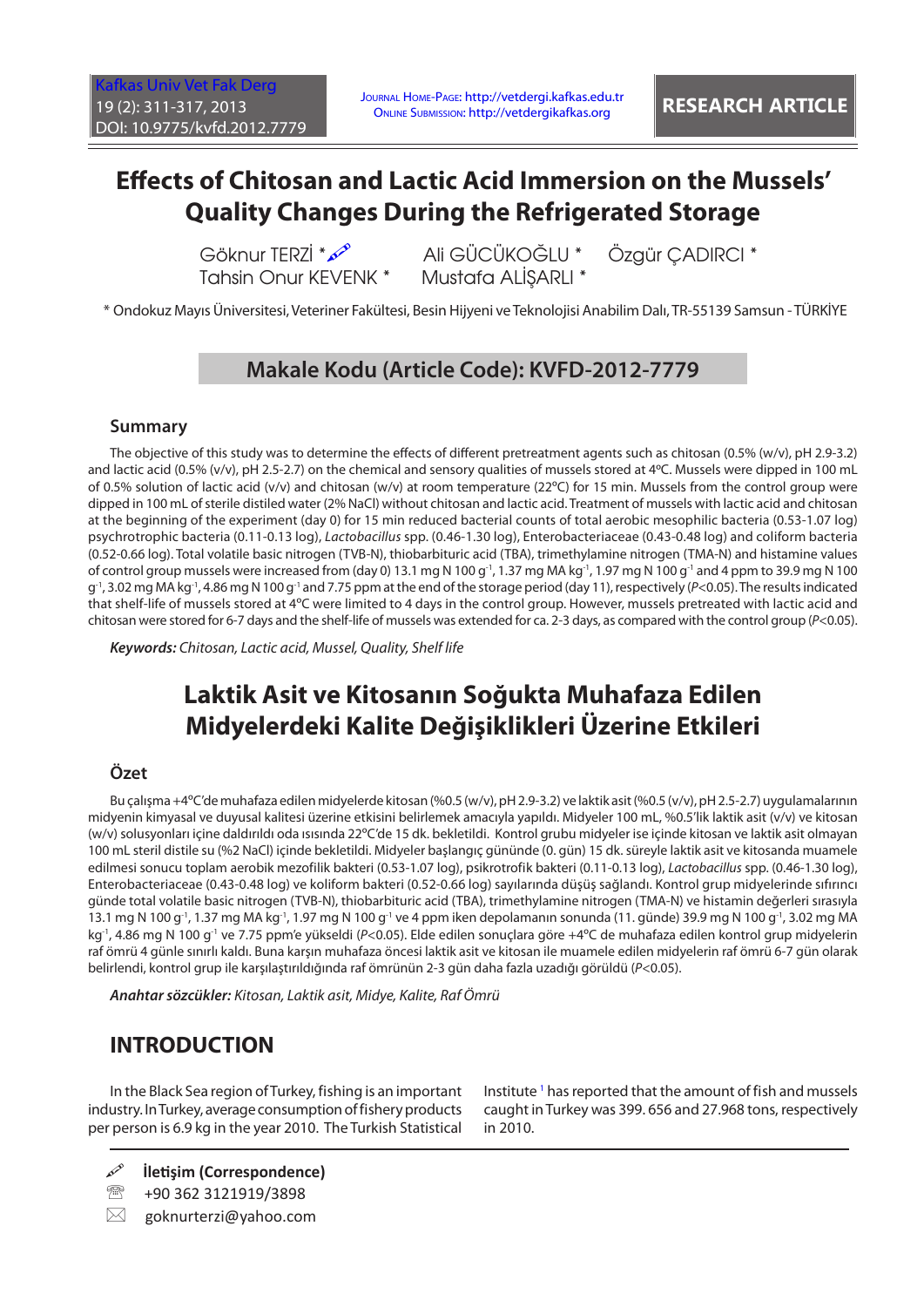RESEARCH ARTICLE

# Effects of Chitosan and Lactic Acid Immersion on the Mussels' Quality Changes During the Refrigerated Storage

Göknur TERZİ * Ali GÜCÜKOĞLU * Özgür ÇADIRCI *
Tahsin Onur KEVENK * Mustafa ALİŞARLI *

\* Ondokuz Mayıs Üniversitesi, Veteriner Fakültesi, Besin Hijyeni ve Teknolojisi Anabilim Dalı, TR-55139 Samsun - TÜRKİYE

## Makale Kodu (Article Code): KVFD-2012-7779

### Summary

The objective of this study was to determine the effects of different pretreatment agents such as chitosan (0.5% (w/v), pH 2.9-3.2) and lactic acid (0.5% (v/v), pH 2.5-2.7) on the chemical and sensory qualities of mussels stored at 4ºC. Mussels were dipped in 100 mL of 0.5% solution of lactic acid (v/v) and chitosan (w/v) at room temperature (22ºC) for 15 min. Mussels from the control group were dipped in 100 mL of sterile distiled water (2% NaCl) without chitosan and lactic acid. Treatment of mussels with lactic acid and chitosan at the beginning of the experiment (day 0) for 15 min reduced bacterial counts of total aerobic mesophilic bacteria (0.53-1.07 log) psychrotrophic bacteria (0.11-0.13 log), *Lactobacillus* spp. (0.46-1.30 log), Enterobacteriaceae (0.43-0.48 log) and coliform bacteria (0.52-0.66 log). Total volatile basic nitrogen (TVB-N), thiobarbituric acid (TBA), trimethylamine nitrogen (TMA-N) and histamine values of control group mussels were increased from (day 0) 13.1 mg N 100 $g^{-1}$, 1.37 mg MA $kg^{-1}$, 1.97 mg N 100 $g^{-1}$ and 4 ppm to 39.9 mg N 100 $g^{-1}$, 3.02 mg MA $kg^{-1}$, 4.86 mg N 100 $g^{-1}$ and 7.75 ppm at the end of the storage period (day 11), respectively ($P<0.05$). The results indicated that shelf-life of mussels stored at 4ºC were limited to 4 days in the control group. However, mussels pretreated with lactic acid and chitosan were stored for 6-7 days and the shelf-life of mussels was extended for ca. 2-3 days, as compared with the control group ($P<0.05$).

***Keywords:*** *Chitosan, Lactic acid, Mussel, Quality, Shelf life*

# Laktik Asit ve Kitosanın Soğukta Muhafaza Edilen Midyelerdeki Kalite Değişiklikleri Üzerine Etkileri

### Özet

Bu çalışma +4ºC'de muhafaza edilen midyelerde kitosan (%0.5 (w/v), pH 2.9-3.2) ve laktik asit (%0.5 (v/v), pH 2.5-2.7) uygulamalarının midyenin kimyasal ve duyusal kalitesi üzerine etkisini belirlemek amacıyla yapıldı. Midyeler 100 mL, %0.5'lik laktik asit (v/v) ve kitosan (w/v) solusyonları içine daldırıldı oda ısısında 22ºC'de 15 dk. bekletildi. Kontrol grubu midyeler ise içinde kitosan ve laktik asit olmayan 100 mL steril distile su (%2 NaCl) içinde bekletildi. Midyeler başlangıç gününde (0. gün) 15 dk. süreyle laktik asit ve kitosanda muamele edilmesi sonucu toplam aerobik mezofilik bakteri (0.53-1.07 log), psikrotrofik bakteri (0.11-0.13 log), *Lactobacillus* spp. (0.46-1.30 log), Enterobacteriaceae (0.43-0.48 log) ve koliform bakteri (0.52-0.66 log) sayılarında düşüş sağlandı. Kontrol grup midyelerinde sıfırıncı günde total volatile basic nitrogen (TVB-N), thiobarbituric acid (TBA), trimethylamine nitrogen (TMA-N) ve histamin değerleri sırasıyla 13.1 mg N 100 $g^{-1}$, 1.37 mg MA $kg^{-1}$, 1.97 mg N 100 $g^{-1}$ ve 4 ppm iken depolamanın sonunda (11. günde) 39.9 mg N 100 $g^{-1}$, 3.02 mg MA $kg^{-1}$, 4.86 mg N 100 $g^{-1}$ ve 7.75 ppm'e yükseldi ($P<0.05$). Elde edilen sonuçlara göre +4ºC de muhafaza edilen kontrol grup midyelerin raf ömrü 4 günle sınırlı kaldı. Buna karşın muhafaza öncesi laktik asit ve kitosan ile muamele edilen midyelerin raf ömrü 6-7 gün olarak belirlendi, kontrol grup ile karşılaştırıldığında raf ömrünün 2-3 gün daha fazla uzadığı görüldü ($P<0.05$).

***Anahtar sözcükler:*** *Kitosan, Laktik asit, Midye, Kalite, Raf Ömrü*

## INTRODUCTION

In the Black Sea region of Turkey, fishing is an important industry. In Turkey, average consumption of fishery products per person is 6.9 kg in the year 2010. The Turkish Statistical Institute [1] has reported that the amount of fish and mussels caught in Turkey was 399. 656 and 27.968 tons, respectively in 2010.

---

İletişim (Correspondence)

+90 362 3121919/3898

goknurterzi@yahoo.com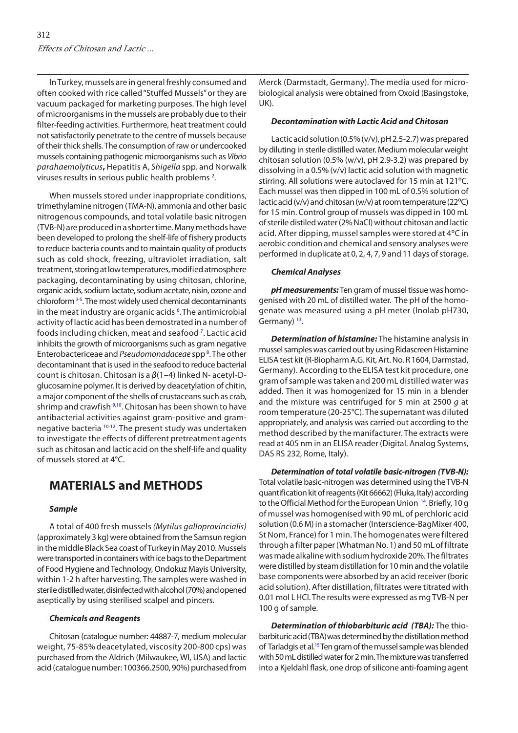In Turkey, mussels are in general freshly consumed and often cooked with rice called "Stuffed Mussels" or they are vacuum packaged for marketing purposes. The high level of microorganisms in the mussels are probably due to their filter-feeding activities. Furthermore, heat treatment could not satisfactorily penetrate to the centre of mussels because of their thick shells. The consumption of raw or undercooked mussels containing pathogenic microorganisms such as *Vibrio parahaemolyticus***,** Hepatitis A, *Shigella* spp. and Norwalk viruses results in serious public health problems [2].

When mussels stored under inappropriate conditions, trimethylamine nitrogen (TMA-N), ammonia and other basic nitrogenous compounds, and total volatile basic nitrogen (TVB-N) are produced in a shorter time. Many methods have been developed to prolong the shelf-life of fishery products to reduce bacteria counts and to maintain quality of products such as cold shock, freezing, ultraviolet irradiation, salt treatment, storing at low temperatures, modified atmosphere packaging, decontaminating by using chitosan, chlorine, organic acids, sodium lactate, sodium acetate, nisin, ozone and chloroform [3-5]. The most widely used chemical decontaminants in the meat industry are organic acids [6]. The antimicrobial activity of lactic acid has been demostrated in a number of foods including chicken, meat and seafood [7]. Lactic acid inhibits the growth of microorganisms such as gram negative Enterobactericeae and *Pseudomonadaceae* spp [8]. The other decontaminant that is used in the seafood to reduce bacterial count is chitosan. Chitosan is a $\beta$(1–4) linked N- acetyl-D-glucosamine polymer. It is derived by deacetylation of chitin, a major component of the shells of crustaceans such as crab, shrimp and crawfish [9,10]. Chitosan has been shown to have antibacterial activities against gram-positive and gram-negative bacteria [10-12]. The present study was undertaken to investigate the effects of different pretreatment agents such as chitosan and lactic acid on the shelf-life and quality of mussels stored at 4°C.

## MATERIALS and METHODS

### *Sample*

A total of 400 fresh mussels *(Mytilus galloprovincialis)* (approximately 3 kg) were obtained from the Samsun region in the middle Black Sea coast of Turkey in May 2010. Mussels were transported in containers with ice bags to the Department of Food Hygiene and Technology, Ondokuz Mayis University, within 1-2 h after harvesting. The samples were washed in sterile distilled water, disinfected with alcohol (70%) and opened aseptically by using sterilised scalpel and pincers.

### *Chemicals and Reagents*

Chitosan (catalogue number: 44887-7, medium molecular weight, 75-85% deacetylated, viscosity 200-800 cps) was purchased from the Aldrich (Milwaukee, WI, USA) and lactic acid (catalogue number: 100366.2500, 90%) purchased from Merck (Darmstadt, Germany). The media used for microbiological analysis were obtained from Oxoid (Basingstoke, UK).

### *Decontamination with Lactic Acid and Chitosan*

Lactic acid solution (0.5% (v/v), pH 2.5-2.7) was prepared by diluting in sterile distilled water. Medium molecular weight chitosan solution (0.5% (w/v), pH 2.9-3.2) was prepared by dissolving in a 0.5% (v/v) lactic acid solution with magnetic stirring. All solutions were autoclaved for 15 min at 121°C. Each mussel was then dipped in 100 mL of 0.5% solution of lactic acid (v/v) and chitosan (w/v) at room temperature (22°C) for 15 min. Control group of mussels was dipped in 100 mL of sterile distiled water (2% NaCl) without chitosan and lactic acid. After dipping, mussel samples were stored at 4°C in aerobic condition and chemical and sensory analyses were performed in duplicate at 0, 2, 4, 7, 9 and 11 days of storage.

### *Chemical Analyses*

***pH measurements:*** Ten gram of mussel tissue was homogenised with 20 mL of distilled water. The pH of the homogenate was measured using a pH meter (Inolab pH730, Germany) [13].

***Determination of histamine:*** The histamine analysis in mussel samples was carried out by using Ridascreen Histamine ELISA test kit (R-Biopharm A.G. Kit, Art. No. R 1604, Darmstad, Germany). According to the ELISA test kit procedure, one gram of sample was taken and 200 mL distilled water was added. Then it was homogenized for 15 min in a blender and the mixture was centrifuged for 5 min at 2500 *g* at room temperature (20-25°C). The supernatant was diluted appropriately, and analysis was carried out according to the method described by the manifacturer. The extracts were read at 405 nm in an ELISA reader (Digital. Analog Systems, DAS RS 232, Rome, Italy).

***Determination of total volatile basic-nitrogen (TVB-N):*** Total volatile basic-nitrogen was determined using the TVB-N quantification kit of reagents (Kit 66662) (Fluka, Italy) according to the Official Method for the European Union [14]. Briefly, 10 g of mussel was homogenised with 90 mL of perchloric acid solution (0.6 M) in a stomacher (Interscience-BagMixer 400, St Nom, France) for 1 min. The homogenates were filtered through a filter paper (Whatman No. 1) and 50 mL of filtrate was made alkaline with sodium hydroxide 20%. The filtrates were distilled by steam distillation for 10 min and the volatile base components were absorbed by an acid receiver (boric acid solution). After distillation, filtrates were titrated with 0.01 mol L HCl. The results were expressed as mg TVB-N per 100 g of sample.

***Determination of thiobarbituric acid (TBA):*** The thiobarbituric acid (TBA) was determined by the distillation method of Tarladgis et al.[15] Ten gram of the mussel sample was blended with 50 mL distilled water for 2 min. The mixture was transferred into a Kjeldahl flask, one drop of silicone anti-foaming agent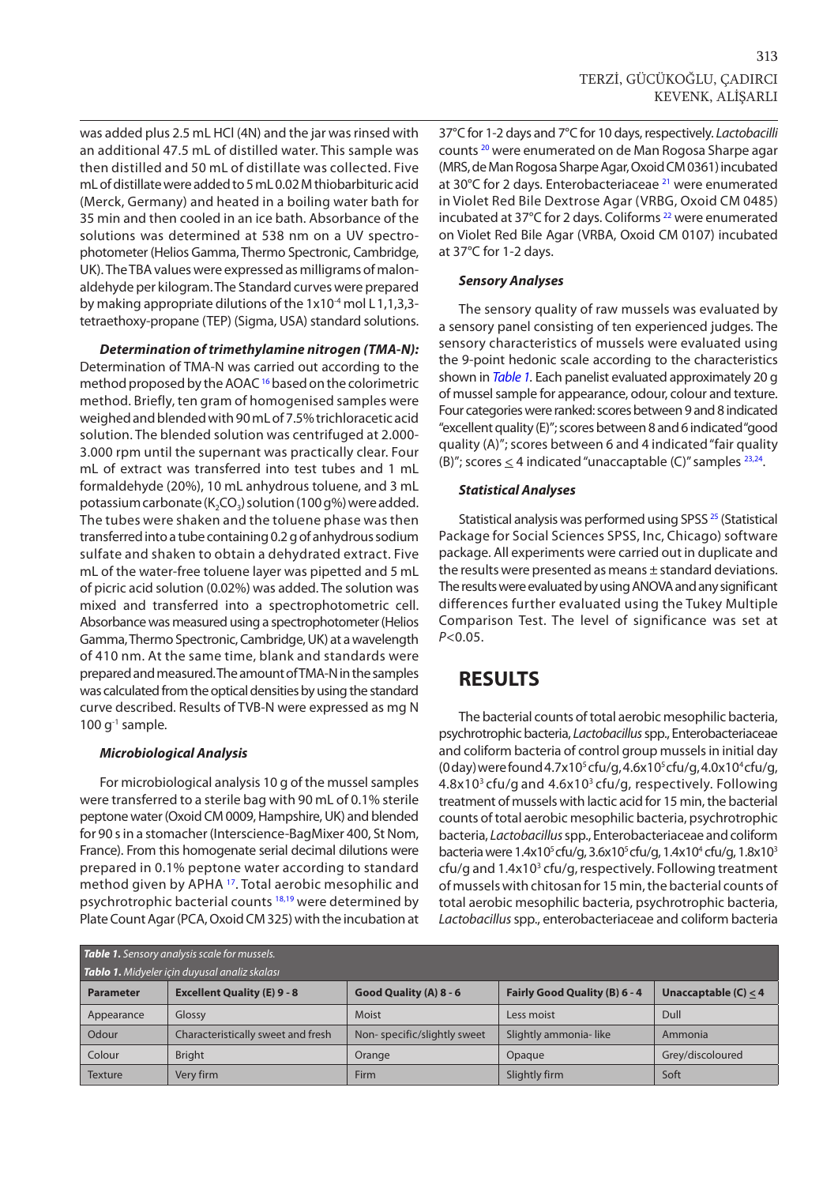was added plus 2.5 mL HCl (4N) and the jar was rinsed with an additional 47.5 mL of distilled water. This sample was then distilled and 50 mL of distillate was collected. Five mL of distillate were added to 5 mL 0.02 M thiobarbituric acid (Merck, Germany) and heated in a boiling water bath for 35 min and then cooled in an ice bath. Absorbance of the solutions was determined at 538 nm on a UV spectrophotometer (Helios Gamma, Thermo Spectronic, Cambridge, UK). The TBA values were expressed as milligrams of malonaldehyde per kilogram. The Standard curves were prepared by making appropriate dilutions of the $1x10^{-4}$ mol L 1,1,3,3-tetraethoxy-propane (TEP) (Sigma, USA) standard solutions.

***Determination of trimethylamine nitrogen (TMA-N):*** Determination of TMA-N was carried out according to the method proposed by the AOAC [16] based on the colorimetric method. Briefly, ten gram of homogenised samples were weighed and blended with 90 mL of 7.5% trichloracetic acid solution. The blended solution was centrifuged at 2.000-3.000 rpm until the supernant was practically clear. Four mL of extract was transferred into test tubes and 1 mL formaldehyde (20%), 10 mL anhydrous toluene, and 3 mL potassium carbonate ($K_2CO_3$) solution (100 g%) were added. The tubes were shaken and the toluene phase was then transferred into a tube containing 0.2 g of anhydrous sodium sulfate and shaken to obtain a dehydrated extract. Five mL of the water-free toluene layer was pipetted and 5 mL of picric acid solution (0.02%) was added. The solution was mixed and transferred into a spectrophotometric cell. Absorbance was measured using a spectrophotometer (Helios Gamma, Thermo Spectronic, Cambridge, UK) at a wavelength of 410 nm. At the same time, blank and standards were prepared and measured. The amount of TMA-N in the samples was calculated from the optical densities by using the standard curve described. Results of TVB-N were expressed as mg N 100 $g^{-1}$ sample.

***Microbiological Analysis***

For microbiological analysis 10 g of the mussel samples were transferred to a sterile bag with 90 mL of 0.1% sterile peptone water (Oxoid CM 0009, Hampshire, UK) and blended for 90 s in a stomacher (Interscience-BagMixer 400, St Nom, France). From this homogenate serial decimal dilutions were prepared in 0.1% peptone water according to standard method given by APHA [17]. Total aerobic mesophilic and psychrotrophic bacterial counts [18,19] were determined by Plate Count Agar (PCA, Oxoid CM 325) with the incubation at 37°C for 1-2 days and 7°C for 10 days, respectively. *Lactobacilli* counts [20] were enumerated on de Man Rogosa Sharpe agar (MRS, de Man Rogosa Sharpe Agar, Oxoid CM 0361) incubated at 30°C for 2 days. Enterobacteriaceae [21] were enumerated in Violet Red Bile Dextrose Agar (VRBG, Oxoid CM 0485) incubated at 37°C for 2 days. Coliforms [22] were enumerated on Violet Red Bile Agar (VRBA, Oxoid CM 0107) incubated at 37°C for 1-2 days.

***Sensory Analyses***

The sensory quality of raw mussels was evaluated by a sensory panel consisting of ten experienced judges. The sensory characteristics of mussels were evaluated using the 9-point hedonic scale according to the characteristics shown in *Table 1*. Each panelist evaluated approximately 20 g of mussel sample for appearance, odour, colour and texture. Four categories were ranked: scores between 9 and 8 indicated "excellent quality (E)"; scores between 8 and 6 indicated "good quality (A)"; scores between 6 and 4 indicated "fair quality (B)"; scores $\leq$ 4 indicated "unacceptable (C)" samples [23,24].

***Statistical Analyses***

Statistical analysis was performed using SPSS [25] (Statistical Package for Social Sciences SPSS, Inc, Chicago) software package. All experiments were carried out in duplicate and the results were presented as means ± standard deviations. The results were evaluated by using ANOVA and any significant differences further evaluated using the Tukey Multiple Comparison Test. The level of significance was set at $P<0.05$.

## RESULTS

The bacterial counts of total aerobic mesophilic bacteria, psychrotrophic bacteria, *Lactobacillus* spp., Enterobacteriaceae and coliform bacteria of control group mussels in initial day (0 day) were found $4.7x10^5$ cfu/g, $4.6x10^5$ cfu/g, $4.0x10^4$ cfu/g, $4.8x10^3$ cfu/g and $4.6x10^3$ cfu/g, respectively. Following treatment of mussels with lactic acid for 15 min, the bacterial counts of total aerobic mesophilic bacteria, psychrotrophic bacteria, *Lactobacillus* spp., Enterobacteriaceae and coliform bacteria were $1.4x10^5$ cfu/g, $3.6x10^5$ cfu/g, $1.4x10^4$ cfu/g, $1.8x10^3$ cfu/g and $1.4x10^3$ cfu/g, respectively. Following treatment of mussels with chitosan for 15 min, the bacterial counts of total aerobic mesophilic bacteria, psychrotrophic bacteria, *Lactobacillus* spp., enterobacteriaceae and coliform bacteria

***Table 1.** Sensory analysis scale for mussels.*
***Tablo 1.** Midyeler için duyusal analiz skalası*

| Parameter | Excellent Quality (E) 9 - 8 | Good Quality (A) 8 - 6 | Fairly Good Quality (B) 6 - 4 | Unacceptable (C) $\leq$ 4 |
|---|---|---|---|---|
| Appearance | Glossy | Moist | Less moist | Dull |
| Odour | Characteristically sweet and fresh | Non- specific/slightly sweet | Slightly ammonia- like | Ammonia |
| Colour | Bright | Orange | Opaque | Grey/discoloured |
| Texture | Very firm | Firm | Slightly firm | Soft |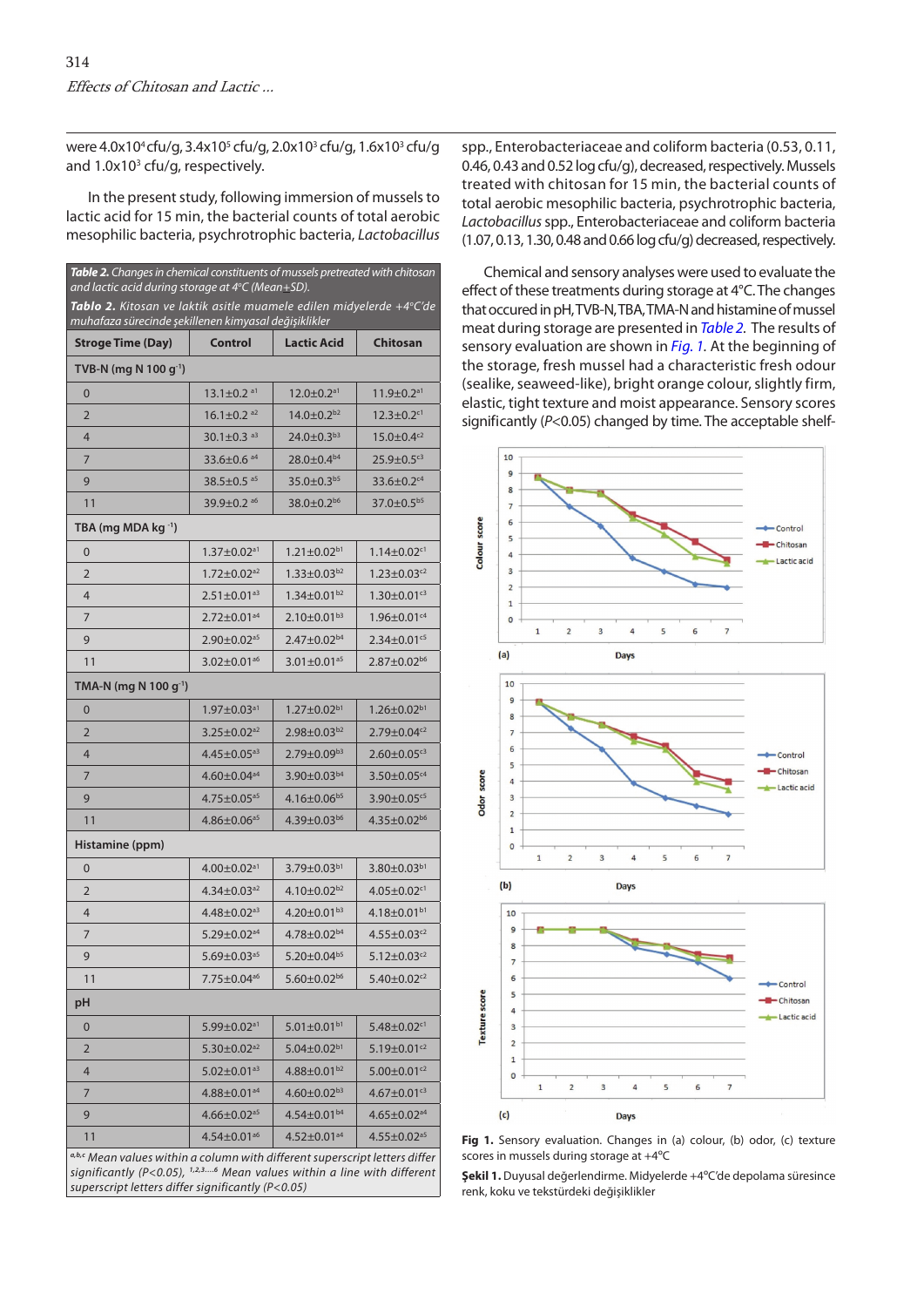were 4.0x10⁴ cfu/g, 3.4x10⁵ cfu/g, 2.0x10³ cfu/g, 1.6x10³ cfu/g and 1.0x10³ cfu/g, respectively.

In the present study, following immersion of mussels to lactic acid for 15 min, the bacterial counts of total aerobic mesophilic bacteria, psychrotrophic bacteria, *Lactobacillus* spp., Enterobacteriaceae and coliform bacteria (0.53, 0.11, 0.46, 0.43 and 0.52 log cfu/g), decreased, respectively. Mussels treated with chitosan for 15 min, the bacterial counts of total aerobic mesophilic bacteria, psychrotrophic bacteria, *Lactobacillus* spp., Enterobacteriaceae and coliform bacteria (1.07, 0.13, 1.30, 0.48 and 0.66 log cfu/g) decreased, respectively.

Chemical and sensory analyses were used to evaluate the effect of these treatments during storage at 4°C. The changes that occured in pH, TVB-N, TBA, TMA-N and histamine of mussel meat during storage are presented in *Table 2*. The results of sensory evaluation are shown in *Fig. 1*. At the beginning of the storage, fresh mussel had a characteristic fresh odour (sealike, seaweed-like), bright orange colour, slightly firm, elastic, tight texture and moist appearance. Sensory scores significantly ($P<0.05$) changed by time. The acceptable shelf-

***Table 2.*** *Changes in chemical constituents of mussels pretreated with chitosan and lactic acid during storage at 4°C (Mean+SD).*

***Tablo 2.*** *Kitosan ve laktik asitle muamele edilen midyelerde +4°C'de muhafaza sürecinde şekillenen kimyasal değişiklikler*

| Stroge Time (Day) | Control | Lactic Acid | Chitosan |
|---|---|---|---|
| **TVB-N (mg N 100 g⁻¹)** | | | |
| 0 | 13.1±0.2 [a1] | 12.0±0.2[a1] | 11.9±0.2[a1] |
| 2 | 16.1±0.2 [a2] | 14.0±0.2[b2] | 12.3±0.2[c1] |
| 4 | 30.1±0.3 [a3] | 24.0±0.3[b3] | 15.0±0.4[c2] |
| 7 | 33.6±0.6 [a4] | 28.0±0.4[b4] | 25.9±0.5[c3] |
| 9 | 38.5±0.5 [a5] | 35.0±0.3[b5] | 33.6±0.2[c4] |
| 11 | 39.9±0.2 [a6] | 38.0±0.2[b6] | 37.0±0.5[b5] |
| **TBA (mg MDA kg⁻¹)** | | | |
| 0 | 1.37±0.02[a1] | 1.21±0.02[b1] | 1.14±0.02[c1] |
| 2 | 1.72±0.02[a2] | 1.33±0.03[b2] | 1.23±0.03[c2] |
| 4 | 2.51±0.01[a3] | 1.34±0.01[b2] | 1.30±0.01[c3] |
| 7 | 2.72±0.01[a4] | 2.10±0.01[b3] | 1.96±0.01[c4] |
| 9 | 2.90±0.02[a5] | 2.47±0.02[b4] | 2.34±0.01[c5] |
| 11 | 3.02±0.01[a6] | 3.01±0.01[a5] | 2.87±0.02[b6] |
| **TMA-N (mg N 100 g⁻¹)** | | | |
| 0 | 1.97±0.03[a1] | 1.27±0.02[b1] | 1.26±0.02[b1] |
| 2 | 3.25±0.02[a2] | 2.98±0.03[b2] | 2.79±0.04[c2] |
| 4 | 4.45±0.05[a3] | 2.79±0.09[b3] | 2.60±0.05[c3] |
| 7 | 4.60±0.04[a4] | 3.90±0.03[b4] | 3.50±0.05[c4] |
| 9 | 4.75±0.05[a5] | 4.16±0.06[b5] | 3.90±0.05[c5] |
| 11 | 4.86±0.06[a5] | 4.39±0.03[b6] | 4.35±0.02[b6] |
| **Histamine (ppm)** | | | |
| 0 | 4.00±0.02[a1] | 3.79±0.03[b1] | 3.80±0.03[b1] |
| 2 | 4.34±0.03[a2] | 4.10±0.02[b2] | 4.05±0.02[c1] |
| 4 | 4.48±0.02[a3] | 4.20±0.01[b3] | 4.18±0.01[b1] |
| 7 | 5.29±0.02[a4] | 4.78±0.02[b4] | 4.55±0.03[c2] |
| 9 | 5.69±0.03[a5] | 5.20±0.04[b5] | 5.12±0.03[c2] |
| 11 | 7.75±0.04[a6] | 5.60±0.02[b6] | 5.40±0.02[c2] |
| **pH** | | | |
| 0 | 5.99±0.02[a1] | 5.01±0.01[b1] | 5.48±0.02[c1] |
| 2 | 5.30±0.02[a2] | 5.04±0.02[b1] | 5.19±0.01[c2] |
| 4 | 5.02±0.01[a3] | 4.88±0.01[b2] | 5.00±0.01[c2] |
| 7 | 4.88±0.01[a4] | 4.60±0.02[b3] | 4.67±0.01[c3] |
| 9 | 4.66±0.02[a5] | 4.54±0.01[b4] | 4.65±0.02[a4] |
| 11 | 4.54±0.01[a6] | 4.52±0.01[a4] | 4.55±0.02[a5] |

*[a,b,c] Mean values within a column with different superscript letters differ significantly (P<0.05), [1,2,3,...6] Mean values within a line with different superscript letters differ significantly (P<0.05)*

**Fig 1.** Sensory evaluation. Changes in (a) colour, (b) odor, (c) texture scores in mussels during storage at +4°C

**Şekil 1.** Duyusal değerlendirme. Midyelerde +4°C'de depolama süresince renk, koku ve tekstürdeki değişiklikler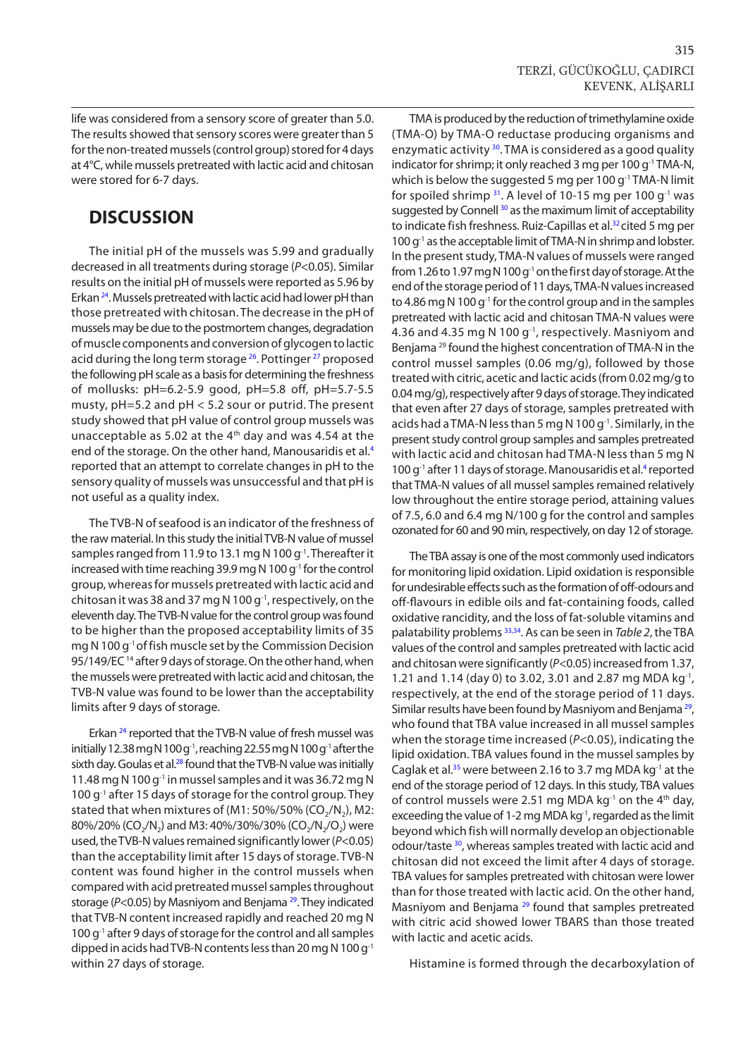life was considered from a sensory score of greater than 5.0. The results showed that sensory scores were greater than 5 for the non-treated mussels (control group) stored for 4 days at 4°C, while mussels pretreated with lactic acid and chitosan were stored for 6-7 days.

## DISCUSSION

The initial pH of the mussels was 5.99 and gradually decreased in all treatments during storage ($P<0.05$). Similar results on the initial pH of mussels were reported as 5.96 by Erkan [24]. Mussels pretreated with lactic acid had lower pH than those pretreated with chitosan. The decrease in the pH of mussels may be due to the postmortem changes, degradation of muscle components and conversion of glycogen to lactic acid during the long term storage [26]. Pottinger [27] proposed the following pH scale as a basis for determining the freshness of mollusks: pH=6.2-5.9 good, pH=5.8 off, pH=5.7-5.5 musty, pH=5.2 and pH < 5.2 sour or putrid. The present study showed that pH value of control group mussels was unacceptable as 5.02 at the 4th day and was 4.54 at the end of the storage. On the other hand, Manousaridis et al.[4] reported that an attempt to correlate changes in pH to the sensory quality of mussels was unsuccessful and that pH is not useful as a quality index.

The TVB-N of seafood is an indicator of the freshness of the raw material. In this study the initial TVB-N value of mussel samples ranged from 11.9 to 13.1 mg N 100 $g^{-1}$. Thereafter it increased with time reaching 39.9 mg N 100 $g^{-1}$ for the control group, whereas for mussels pretreated with lactic acid and chitosan it was 38 and 37 mg N 100 $g^{-1}$, respectively, on the eleventh day. The TVB-N value for the control group was found to be higher than the proposed acceptability limits of 35 mg N 100 $g^{-1}$ of fish muscle set by the Commission Decision 95/149/EC [14] after 9 days of storage. On the other hand, when the mussels were pretreated with lactic acid and chitosan, the TVB-N value was found to be lower than the acceptability limits after 9 days of storage.

Erkan [24] reported that the TVB-N value of fresh mussel was initially 12.38 mg N 100 $g^{-1}$, reaching 22.55 mg N 100 $g^{-1}$ after the sixth day. Goulas et al.[28] found that the TVB-N value was initially 11.48 mg N 100 $g^{-1}$ in mussel samples and it was 36.72 mg N 100 $g^{-1}$ after 15 days of storage for the control group. They stated that when mixtures of (M1: 50%/50% ($CO_2/N_2$), M2: 80%/20% ($CO_2/N_2$) and M3: 40%/30%/30% ($CO_2/N_2/O_2$) were used, the TVB-N values remained significantly lower ($P<0.05$) than the acceptability limit after 15 days of storage. TVB-N content was found higher in the control mussels when compared with acid pretreated mussel samples throughout storage ($P<0.05$) by Masniyom and Benjama [29]. They indicated that TVB-N content increased rapidly and reached 20 mg N 100 $g^{-1}$ after 9 days of storage for the control and all samples dipped in acids had TVB-N contents less than 20 mg N 100 $g^{-1}$ within 27 days of storage.

TMA is produced by the reduction of trimethylamine oxide (TMA-O) by TMA-O reductase producing organisms and enzymatic activity [30]. TMA is considered as a good quality indicator for shrimp; it only reached 3 mg per 100 $g^{-1}$ TMA-N, which is below the suggested 5 mg per 100 $g^{-1}$ TMA-N limit for spoiled shrimp [31]. A level of 10-15 mg per 100 $g^{-1}$ was suggested by Connell [30] as the maximum limit of acceptability to indicate fish freshness. Ruiz-Capillas et al.[32] cited 5 mg per 100 $g^{-1}$ as the acceptable limit of TMA-N in shrimp and lobster. In the present study, TMA-N values of mussels were ranged from 1.26 to 1.97 mg N 100 $g^{-1}$ on the first day of storage. At the end of the storage period of 11 days, TMA-N values increased to 4.86 mg N 100 $g^{-1}$ for the control group and in the samples pretreated with lactic acid and chitosan TMA-N values were 4.36 and 4.35 mg N 100 $g^{-1}$, respectively. Masniyom and Benjama [29] found the highest concentration of TMA-N in the control mussel samples (0.06 mg/g), followed by those treated with citric, acetic and lactic acids (from 0.02 mg/g to 0.04 mg/g), respectively after 9 days of storage. They indicated that even after 27 days of storage, samples pretreated with acids had a TMA-N less than 5 mg N 100 $g^{-1}$. Similarly, in the present study control group samples and samples pretreated with lactic acid and chitosan had TMA-N less than 5 mg N 100 $g^{-1}$ after 11 days of storage. Manousaridis et al.[4] reported that TMA-N values of all mussel samples remained relatively low throughout the entire storage period, attaining values of 7.5, 6.0 and 6.4 mg N/100 g for the control and samples ozonated for 60 and 90 min, respectively, on day 12 of storage.

The TBA assay is one of the most commonly used indicators for monitoring lipid oxidation. Lipid oxidation is responsible for undesirable effects such as the formation of off-odours and off-flavours in edible oils and fat-containing foods, called oxidative rancidity, and the loss of fat-soluble vitamins and palatability problems [33,34]. As can be seen in *Table 2*, the TBA values of the control and samples pretreated with lactic acid and chitosan were significantly ($P<0.05$) increased from 1.37, 1.21 and 1.14 (day 0) to 3.02, 3.01 and 2.87 mg MDA $kg^{-1}$, respectively, at the end of the storage period of 11 days. Similar results have been found by Masniyom and Benjama [29], who found that TBA value increased in all mussel samples when the storage time increased ($P<0.05$), indicating the lipid oxidation. TBA values found in the mussel samples by Caglak et al.[35] were between 2.16 to 3.7 mg MDA $kg^{-1}$ at the end of the storage period of 12 days. In this study, TBA values of control mussels were 2.51 mg MDA $kg^{-1}$ on the 4th day, exceeding the value of 1-2 mg MDA $kg^{-1}$, regarded as the limit beyond which fish will normally develop an objectionable odour/taste [30], whereas samples treated with lactic acid and chitosan did not exceed the limit after 4 days of storage. TBA values for samples pretreated with chitosan were lower than for those treated with lactic acid. On the other hand, Masniyom and Benjama [29] found that samples pretreated with citric acid showed lower TBARS than those treated with lactic and acetic acids.

Histamine is formed through the decarboxylation of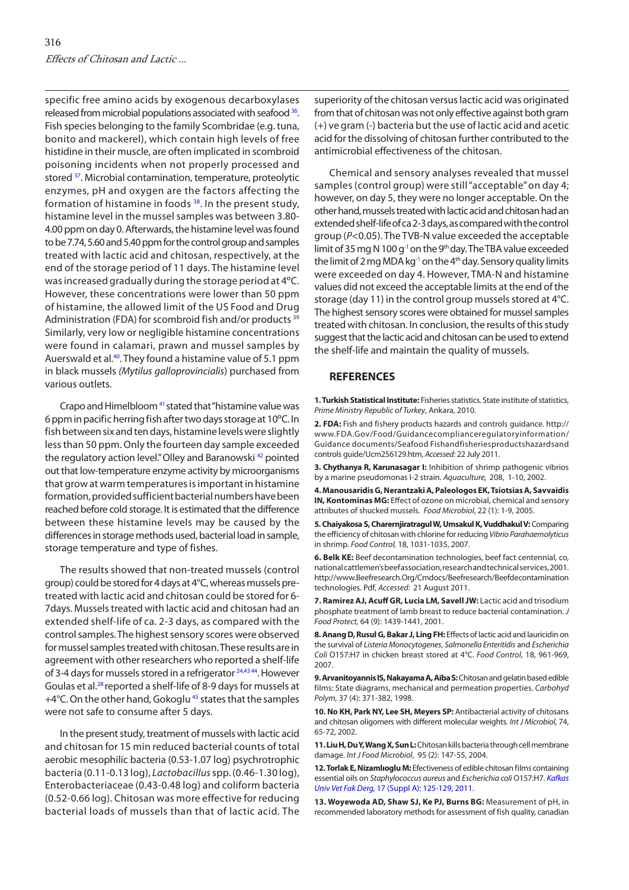specific free amino acids by exogenous decarboxylases released from microbial populations associated with seafood [36]. Fish species belonging to the family Scombridae (e.g. tuna, bonito and mackerel), which contain high levels of free histidine in their muscle, are often implicated in scombroid poisoning incidents when not properly processed and stored [37]. Microbial contamination, temperature, proteolytic enzymes, pH and oxygen are the factors affecting the formation of histamine in foods [38]. In the present study, histamine level in the mussel samples was between 3.80-4.00 ppm on day 0. Afterwards, the histamine level was found to be 7.74, 5.60 and 5.40 ppm for the control group and samples treated with lactic acid and chitosan, respectively, at the end of the storage period of 11 days. The histamine level was increased gradually during the storage period at 4°C. However, these concentrations were lower than 50 ppm of histamine, the allowed limit of the US Food and Drug Administration (FDA) for scombroid fish and/or products [39] Similarly, very low or negligible histamine concentrations were found in calamari, prawn and mussel samples by Auerswald et al.[40]. They found a histamine value of 5.1 ppm in black mussels *(Mytilus galloprovincialis)* purchased from various outlets.

Crapo and Himelbloom [41] stated that "histamine value was 6 ppm in pacific herring fish after two days storage at 10ºC. In fish between six and ten days, histamine levels were slightly less than 50 ppm. Only the fourteen day sample exceeded the regulatory action level." Olley and Baranowski [42] pointed out that low-temperature enzyme activity by microorganisms that grow at warm temperatures is important in histamine formation, provided sufficient bacterial numbers have been reached before cold storage. It is estimated that the difference between these histamine levels may be caused by the differences in storage methods used, bacterial load in sample, storage temperature and type of fishes.

The results showed that non-treated mussels (control group) could be stored for 4 days at 4°C, whereas mussels pre-treated with lactic acid and chitosan could be stored for 6-7days. Mussels treated with lactic acid and chitosan had an extended shelf-life of ca. 2-3 days, as compared with the control samples. The highest sensory scores were observed for mussel samples treated with chitosan. These results are in agreement with other researchers who reported a shelf-life of 3-4 days for mussels stored in a refrigerator [24,43 44]. However Goulas et al.[28] reported a shelf-life of 8-9 days for mussels at +4°C. On the other hand, Gokoglu [45] states that the samples were not safe to consume after 5 days.

In the present study, treatment of mussels with lactic acid and chitosan for 15 min reduced bacterial counts of total aerobic mesophilic bacteria (0.53-1.07 log) psychrotrophic bacteria (0.11-0.13 log), *Lactobacillus* spp. (0.46-1.30 log), Enterobacteriaceae (0.43-0.48 log) and coliform bacteria (0.52-0.66 log). Chitosan was more effective for reducing bacterial loads of mussels than that of lactic acid. The superiority of the chitosan versus lactic acid was originated from that of chitosan was not only effective against both gram (+) ve gram (-) bacteria but the use of lactic acid and acetic acid for the dissolving of chitosan further contributed to the antimicrobial effectiveness of the chitosan.

Chemical and sensory analyses revealed that mussel samples (control group) were still "acceptable" on day 4; however, on day 5, they were no longer acceptable. On the other hand, mussels treated with lactic acid and chitosan had an extended shelf-life of ca 2-3 days, as compared with the control group ($P<0.05$). The TVB-N value exceeded the acceptable limit of 35 mg N 100 g$^{-1}$ on the 9th day. The TBA value exceeded the limit of 2 mg MDA kg$^{-1}$ on the 4th day. Sensory quality limits were exceeded on day 4. However, TMA-N and histamine values did not exceed the acceptable limits at the end of the storage (day 11) in the control group mussels stored at 4°C. The highest sensory scores were obtained for mussel samples treated with chitosan. In conclusion, the results of this study suggest that the lactic acid and chitosan can be used to extend the shelf-life and maintain the quality of mussels.

## REFERENCES

**1. Turkish Statistical Institute:** Fisheries statistics. State institute of statistics, *Prime Ministry Republic of Turkey*, Ankara, 2010.

**2. FDA:** Fish and fishery products hazards and controls guidance. http://www.FDA.Gov/Food/Guidancecomplianceregulatoryinformation/Guidance documents/Seafood Fishandfisheriesproductshazardsand controls guide/Ucm256129.htm, *Accessed:* 22 July 2011.

**3. Chythanya R, Karunasagar I:** Inhibition of shrimp pathogenic vibrios by a marine pseudomonas I-2 strain. *Aquaculture,* 208, 1-10, 2002.

**4. Manousaridis G, Nerantzaki A, Paleologos EK, Tsiotsias A, Savvaidis IN, Kontominas MG:** Effect of ozone on microbial, chemical and sensory attributes of shucked mussels. *Food Microbiol*, 22 (1): 1-9, 2005.

**5. Chaiyakosa S, Charernjiratragul W, Umsakul K, Vuddhakul V:** Comparing the efficiency of chitosan with chlorine for reducing *Vibrio Parahaemolyticus* in shrimp. *Food Control,* 18, 1031-1035, 2007.

**6. Belk KE:** Beef decontamination technologies, beef fact centennial, co, national cattlemen's beef association, research and technical services, 2001. http://www.Beefresearch.Org/Cmdocs/Beefresearch/Beefdecontamination technologies. Pdf, *Accessed:* 21 August 2011.

**7. Ramirez AJ, Acuff GR, Lucia LM, Savell JW:** Lactic acid and trisodium phosphate treatment of lamb breast to reduce bacterial contamination. *J Food Protect,* 64 (9): 1439-1441, 2001.

**8. Anang D, Rusul G, Bakar J, Ling FH:** Effects of lactic acid and lauricidin on the survival of *Listeria Monocytogenes*, *Salmonella Enteritidis* and *Escherichia Coli* O157:H7 in chicken breast stored at 4°C. *Food Control*, 18, 961-969, 2007.

**9. Arvanitoyannis IS, Nakayama A, Aiba S:** Chitosan and gelatin based edible films: State diagrams, mechanical and permeation properties. *Carbohyd Polym,* 37 (4): 371-382, 1998.

**10. No KH, Park NY, Lee SH, Meyers SP:** Antibacterial activity of chitosans and chitosan oligomers with different molecular weights. *Int J Microbiol,* 74, 65-72, 2002.

**11. Liu H, Du Y, Wang X, Sun L:** Chitosan kills bacteria through cell membrane damage. *Int J Food Microbiol*, 95 (2): 147-55, 2004.

**12. Torlak E, Nizamlıoglu M:** Efectiveness of edible chitosan films containing essential oils on *Staphylococcus aureus* and *Escherichia coli* O157:H7. *Kafkas Univ Vet Fak Derg,* 17 (Suppl A): 125-129, 2011.

**13. Woyewoda AD, Shaw SJ, Ke PJ, Burns BG:** Measurement of pH, in recommended laboratory methods for assessment of fish quality, canadian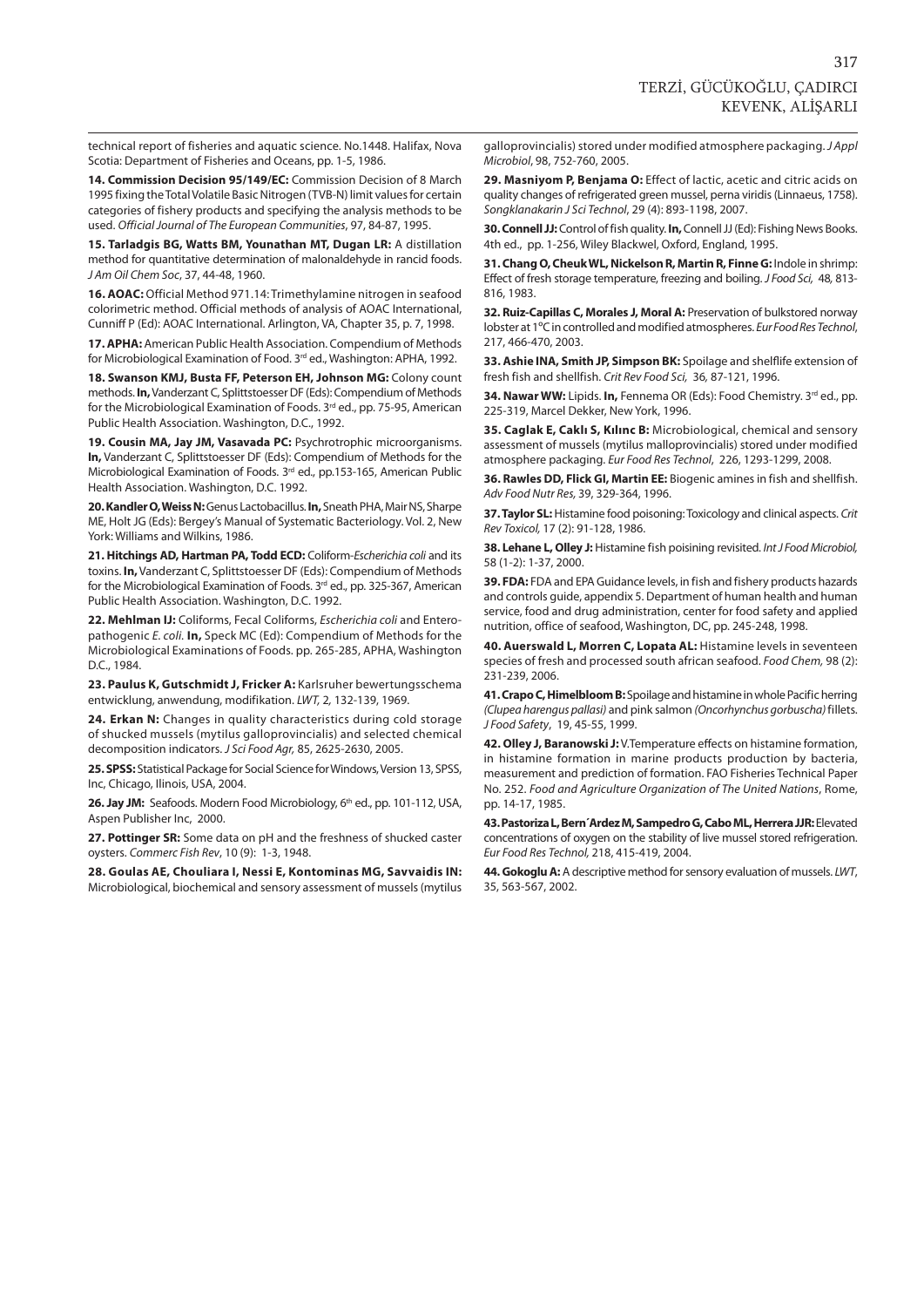technical report of fisheries and aquatic science. No.1448. Halifax, Nova Scotia: Department of Fisheries and Oceans, pp. 1-5, 1986.

**14. Commission Decision 95/149/EC:** Commission Decision of 8 March 1995 fixing the Total Volatile Basic Nitrogen (TVB-N) limit values for certain categories of fishery products and specifying the analysis methods to be used. *Official Journal of The European Communities*, 97, 84-87, 1995.

**15. Tarladgis BG, Watts BM, Younathan MT, Dugan LR:** A distillation method for quantitative determination of malonaldehyde in rancid foods. *J Am Oil Chem Soc*, 37, 44-48, 1960.

**16. AOAC:** Official Method 971.14: Trimethylamine nitrogen in seafood colorimetric method. Official methods of analysis of AOAC International, Cunniff P (Ed): AOAC International. Arlington, VA, Chapter 35, p. 7, 1998.

**17. APHA:** American Public Health Association. Compendium of Methods for Microbiological Examination of Food. 3rd ed., Washington: APHA, 1992.

**18. Swanson KMJ, Busta FF, Peterson EH, Johnson MG:** Colony count methods. **In,** Vanderzant C, Splittstoesser DF (Eds): Compendium of Methods for the Microbiological Examination of Foods. 3rd ed., pp. 75-95, American Public Health Association. Washington, D.C., 1992.

**19. Cousin MA, Jay JM, Vasavada PC:** Psychrotrophic microorganisms. **In,** Vanderzant C, Splittstoesser DF (Eds): Compendium of Methods for the Microbiological Examination of Foods. 3rd ed., pp.153-165, American Public Health Association. Washington, D.C. 1992.

**20. Kandler O, Weiss N:** Genus Lactobacillus. **In,** Sneath PHA, Mair NS, Sharpe ME, Holt JG (Eds): Bergey's Manual of Systematic Bacteriology. Vol. 2, New York: Williams and Wilkins, 1986.

**21. Hitchings AD, Hartman PA, Todd ECD:** Coliform-*Escherichia coli* and its toxins. **In,** Vanderzant C, Splittstoesser DF (Eds): Compendium of Methods for the Microbiological Examination of Foods. 3rd ed., pp. 325-367, American Public Health Association. Washington, D.C. 1992.

**22. Mehlman IJ:** Coliforms, Fecal Coliforms, *Escherichia coli* and Enteropathogenic *E. coli*. **In,** Speck MC (Ed): Compendium of Methods for the Microbiological Examinations of Foods. pp. 265-285, APHA, Washington D.C., 1984.

**23. Paulus K, Gutschmidt J, Fricker A:** Karlsruher bewertungsschema entwicklung, anwendung, modifikation. *LWT,* 2, 132-139, 1969.

**24. Erkan N:** Changes in quality characteristics during cold storage of shucked mussels (mytilus galloprovincialis) and selected chemical decomposition indicators. *J Sci Food Agr,* 85, 2625-2630, 2005.

**25. SPSS:** Statistical Package for Social Science for Windows, Version 13, SPSS, Inc, Chicago, Ilinois, USA, 2004.

**26. Jay JM:** Seafoods. Modern Food Microbiology, 6th ed., pp. 101-112, USA, Aspen Publisher Inc, 2000.

**27. Pottinger SR:** Some data on pH and the freshness of shucked caster oysters. *Commerc Fish Rev*, 10 (9): 1-3, 1948.

**28. Goulas AE, Chouliara I, Nessi E, Kontominas MG, Savvaidis IN:** Microbiological, biochemical and sensory assessment of mussels (mytilus galloprovincialis) stored under modified atmosphere packaging. *J Appl Microbiol*, 98, 752-760, 2005.

**29. Masniyom P, Benjama O:** Effect of lactic, acetic and citric acids on quality changes of refrigerated green mussel, perna viridis (Linnaeus, 1758). *Songklanakarin J Sci Technol*, 29 (4): 893-1198, 2007.

**30. Connell JJ:** Control of fish quality. **In,** Connell JJ (Ed): Fishing News Books. 4th ed., pp. 1-256, Wiley Blackwel, Oxford, England, 1995.

**31. Chang O, Cheuk WL, Nickelson R, Martin R, Finne G:** Indole in shrimp: Effect of fresh storage temperature, freezing and boiling. *J Food Sci,* 48, 813-816, 1983.

**32. Ruiz-Capillas C, Morales J, Moral A:** Preservation of bulkstored norway lobster at 1°C in controlled and modified atmospheres. *Eur Food Res Technol*, 217, 466-470, 2003.

**33. Ashie INA, Smith JP, Simpson BK:** Spoilage and shelflife extension of fresh fish and shellfish. *Crit Rev Food Sci,* 36, 87-121, 1996.

**34. Nawar WW:** Lipids. **In,** Fennema OR (Eds): Food Chemistry. 3rd ed., pp. 225-319, Marcel Dekker, New York, 1996.

**35. Caglak E, Caklı S, Kılınc B:** Microbiological, chemical and sensory assessment of mussels (mytilus malloprovincialis) stored under modified atmosphere packaging. *Eur Food Res Technol*, 226, 1293-1299, 2008.

**36. Rawles DD, Flick GI, Martin EE:** Biogenic amines in fish and shellfish. *Adv Food Nutr Res*, 39, 329-364, 1996.

**37. Taylor SL:** Histamine food poisoning: Toxicology and clinical aspects. *Crit Rev Toxicol,* 17 (2): 91-128, 1986.

**38. Lehane L, Olley J:** Histamine fish poisining revisited. *Int J Food Microbiol,* 58 (1-2): 1-37, 2000.

**39. FDA:** FDA and EPA Guidance levels, in fish and fishery products hazards and controls guide, appendix 5. Department of human health and human service, food and drug administration, center for food safety and applied nutrition, office of seafood, Washington, DC, pp. 245-248, 1998.

**40. Auerswald L, Morren C, Lopata AL:** Histamine levels in seventeen species of fresh and processed south african seafood. *Food Chem,* 98 (2): 231-239, 2006.

**41. Crapo C, Himelbloom B:** Spoilage and histamine in whole Pacific herring *(Clupea harengus pallasi)* and pink salmon *(Oncorhynchus gorbuscha)* fillets. *J Food Safety*, 19, 45-55, 1999.

**42. Olley J, Baranowski J:** V.Temperature effects on histamine formation, in histamine formation in marine products production by bacteria, measurement and prediction of formation. FAO Fisheries Technical Paper No. 252. *Food and Agriculture Organization of The United Nations*, Rome, pp. 14-17, 1985.

**43. Pastoriza L, Bern´Ardez M, Sampedro G, Cabo ML, Herrera JJR:** Elevated concentrations of oxygen on the stability of live mussel stored refrigeration. *Eur Food Res Technol,* 218, 415-419, 2004.

**44. Gokoglu A:** A descriptive method for sensory evaluation of mussels. *LWT*, 35, 563-567, 2002.